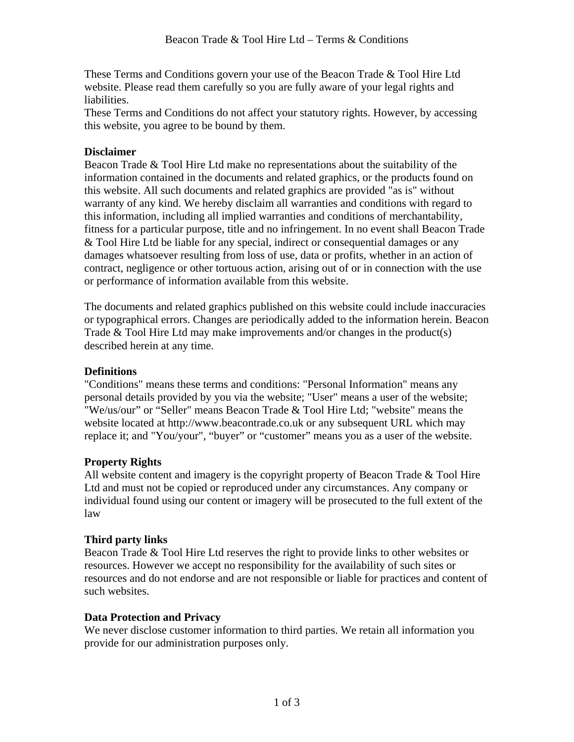# Beacon Trade & Tool Hire Ltd – Terms & Conditions

These Terms and Conditions govern your use of the Beacon Trade & Tool Hire Ltd website. Please read them carefully so you are fully aware of your legal rights and liabilities.
These Terms and Conditions do not affect your statutory rights. However, by accessing this website, you agree to be bound by them.

**Disclaimer**
Beacon Trade & Tool Hire Ltd make no representations about the suitability of the information contained in the documents and related graphics, or the products found on this website. All such documents and related graphics are provided "as is" without warranty of any kind. We hereby disclaim all warranties and conditions with regard to this information, including all implied warranties and conditions of merchantability, fitness for a particular purpose, title and no infringement. In no event shall Beacon Trade & Tool Hire Ltd be liable for any special, indirect or consequential damages or any damages whatsoever resulting from loss of use, data or profits, whether in an action of contract, negligence or other tortuous action, arising out of or in connection with the use or performance of information available from this website.

The documents and related graphics published on this website could include inaccuracies or typographical errors. Changes are periodically added to the information herein. Beacon Trade & Tool Hire Ltd may make improvements and/or changes in the product(s) described herein at any time.

**Definitions**
"Conditions" means these terms and conditions: "Personal Information" means any personal details provided by you via the website; "User" means a user of the website; "We/us/our" or “Seller" means Beacon Trade & Tool Hire Ltd; "website" means the website located at http://www.beacontrade.co.uk or any subsequent URL which may replace it; and "You/your", “buyer” or “customer” means you as a user of the website.

**Property Rights**
All website content and imagery is the copyright property of Beacon Trade & Tool Hire Ltd and must not be copied or reproduced under any circumstances. Any company or individual found using our content or imagery will be prosecuted to the full extent of the law

**Third party links**
Beacon Trade & Tool Hire Ltd reserves the right to provide links to other websites or resources. However we accept no responsibility for the availability of such sites or resources and do not endorse and are not responsible or liable for practices and content of such websites.

**Data Protection and Privacy**
We never disclose customer information to third parties. We retain all information you provide for our administration purposes only.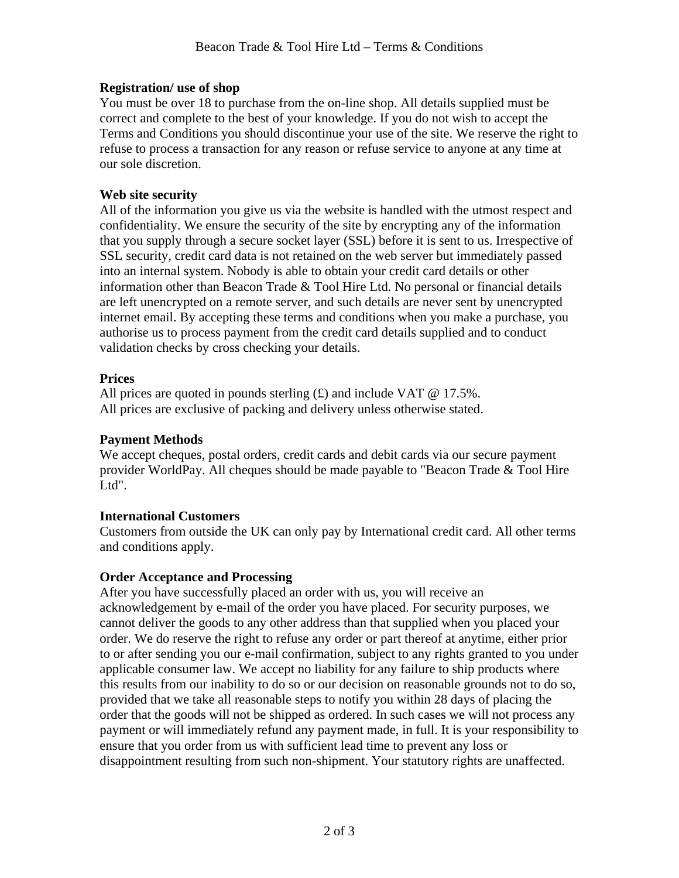**Registration/ use of shop**

You must be over 18 to purchase from the on-line shop. All details supplied must be correct and complete to the best of your knowledge. If you do not wish to accept the Terms and Conditions you should discontinue your use of the site. We reserve the right to refuse to process a transaction for any reason or refuse service to anyone at any time at our sole discretion.

**Web site security**

All of the information you give us via the website is handled with the utmost respect and confidentiality. We ensure the security of the site by encrypting any of the information that you supply through a secure socket layer (SSL) before it is sent to us. Irrespective of SSL security, credit card data is not retained on the web server but immediately passed into an internal system. Nobody is able to obtain your credit card details or other information other than Beacon Trade & Tool Hire Ltd. No personal or financial details are left unencrypted on a remote server, and such details are never sent by unencrypted internet email. By accepting these terms and conditions when you make a purchase, you authorise us to process payment from the credit card details supplied and to conduct validation checks by cross checking your details.

**Prices**

All prices are quoted in pounds sterling (£) and include VAT @ 17.5%.
All prices are exclusive of packing and delivery unless otherwise stated.

**Payment Methods**

We accept cheques, postal orders, credit cards and debit cards via our secure payment provider WorldPay. All cheques should be made payable to "Beacon Trade & Tool Hire Ltd".

**International Customers**

Customers from outside the UK can only pay by International credit card. All other terms and conditions apply.

**Order Acceptance and Processing**

After you have successfully placed an order with us, you will receive an acknowledgement by e-mail of the order you have placed. For security purposes, we cannot deliver the goods to any other address than that supplied when you placed your order. We do reserve the right to refuse any order or part thereof at anytime, either prior to or after sending you our e-mail confirmation, subject to any rights granted to you under applicable consumer law. We accept no liability for any failure to ship products where this results from our inability to do so or our decision on reasonable grounds not to do so, provided that we take all reasonable steps to notify you within 28 days of placing the order that the goods will not be shipped as ordered. In such cases we will not process any payment or will immediately refund any payment made, in full. It is your responsibility to ensure that you order from us with sufficient lead time to prevent any loss or disappointment resulting from such non-shipment. Your statutory rights are unaffected.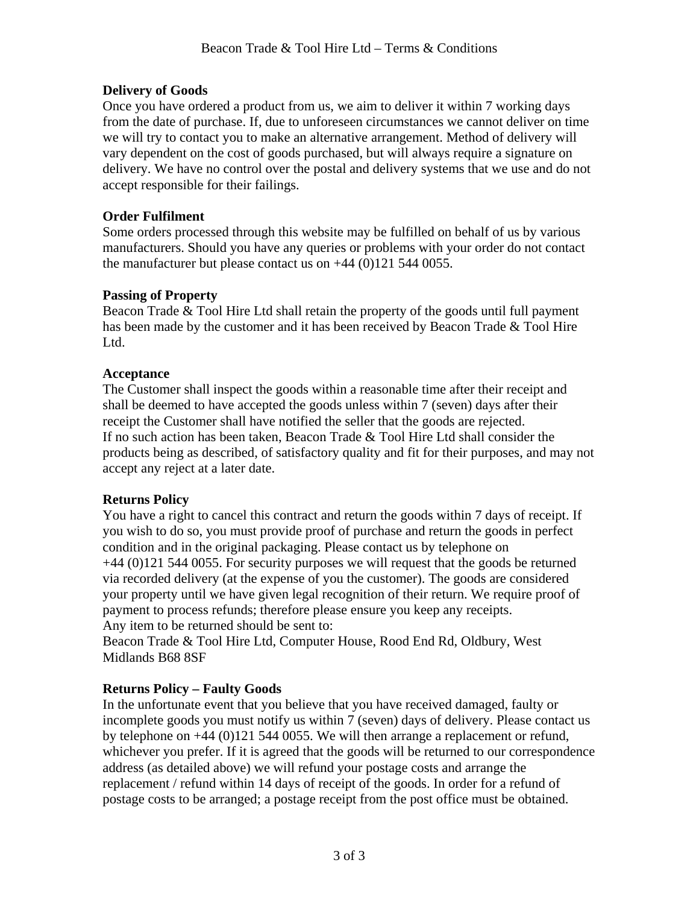**Delivery of Goods**

Once you have ordered a product from us, we aim to deliver it within 7 working days from the date of purchase. If, due to unforeseen circumstances we cannot deliver on time we will try to contact you to make an alternative arrangement. Method of delivery will vary dependent on the cost of goods purchased, but will always require a signature on delivery. We have no control over the postal and delivery systems that we use and do not accept responsible for their failings.

**Order Fulfilment**

Some orders processed through this website may be fulfilled on behalf of us by various manufacturers. Should you have any queries or problems with your order do not contact the manufacturer but please contact us on +44 (0)121 544 0055.

**Passing of Property**

Beacon Trade & Tool Hire Ltd shall retain the property of the goods until full payment has been made by the customer and it has been received by Beacon Trade & Tool Hire Ltd.

**Acceptance**

The Customer shall inspect the goods within a reasonable time after their receipt and shall be deemed to have accepted the goods unless within 7 (seven) days after their receipt the Customer shall have notified the seller that the goods are rejected.
If no such action has been taken, Beacon Trade & Tool Hire Ltd shall consider the products being as described, of satisfactory quality and fit for their purposes, and may not accept any reject at a later date.

**Returns Policy**

You have a right to cancel this contract and return the goods within 7 days of receipt. If you wish to do so, you must provide proof of purchase and return the goods in perfect condition and in the original packaging. Please contact us by telephone on +44 (0)121 544 0055. For security purposes we will request that the goods be returned via recorded delivery (at the expense of you the customer). The goods are considered your property until we have given legal recognition of their return. We require proof of payment to process refunds; therefore please ensure you keep any receipts.
Any item to be returned should be sent to:
Beacon Trade & Tool Hire Ltd, Computer House, Rood End Rd, Oldbury, West Midlands B68 8SF

**Returns Policy – Faulty Goods**

In the unfortunate event that you believe that you have received damaged, faulty or incomplete goods you must notify us within 7 (seven) days of delivery. Please contact us by telephone on +44 (0)121 544 0055. We will then arrange a replacement or refund, whichever you prefer. If it is agreed that the goods will be returned to our correspondence address (as detailed above) we will refund your postage costs and arrange the replacement / refund within 14 days of receipt of the goods. In order for a refund of postage costs to be arranged; a postage receipt from the post office must be obtained.